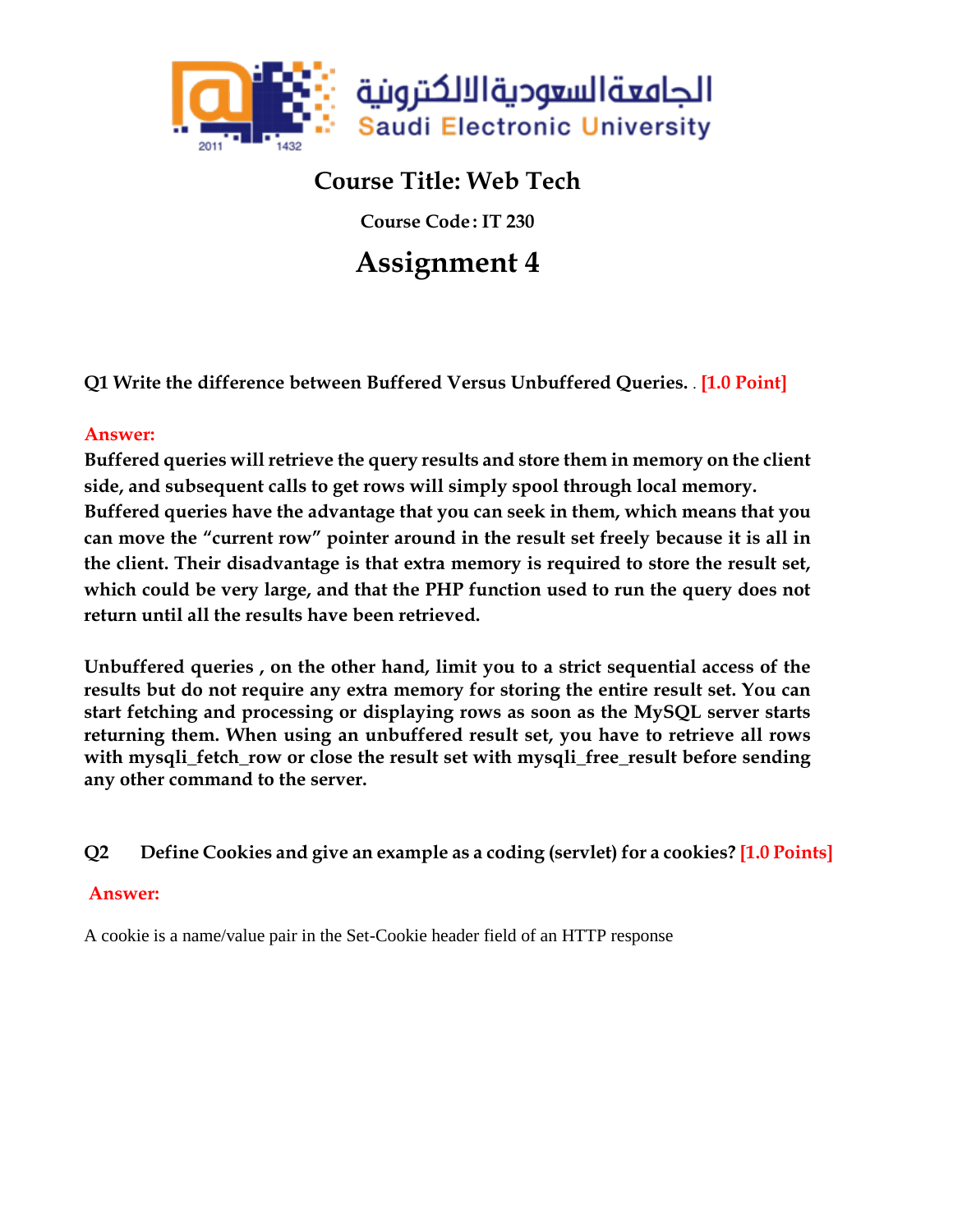الجامعة السعودية الالكترونية
Saudi Electronic University

2011 1432

# Course Title: Web Tech

### Course Code : IT 230

## Assignment 4

**Q1 Write the difference between Buffered Versus Unbuffered Queries. . [1.0 Point]**

**Answer:**

**Buffered queries will retrieve the query results and store them in memory on the client side, and subsequent calls to get rows will simply spool through local memory. Buffered queries have the advantage that you can seek in them, which means that you can move the "current row" pointer around in the result set freely because it is all in the client. Their disadvantage is that extra memory is required to store the result set, which could be very large, and that the PHP function used to run the query does not return until all the results have been retrieved.**

**Unbuffered queries , on the other hand, limit you to a strict sequential access of the results but do not require any extra memory for storing the entire result set. You can start fetching and processing or displaying rows as soon as the MySQL server starts returning them. When using an unbuffered result set, you have to retrieve all rows with mysqli_fetch_row or close the result set with mysqli_free_result before sending any other command to the server.**

**Q2 Define Cookies and give an example as a coding (servlet) for a cookies? [1.0 Points]**

**Answer:**

A cookie is a name/value pair in the Set-Cookie header field of an HTTP response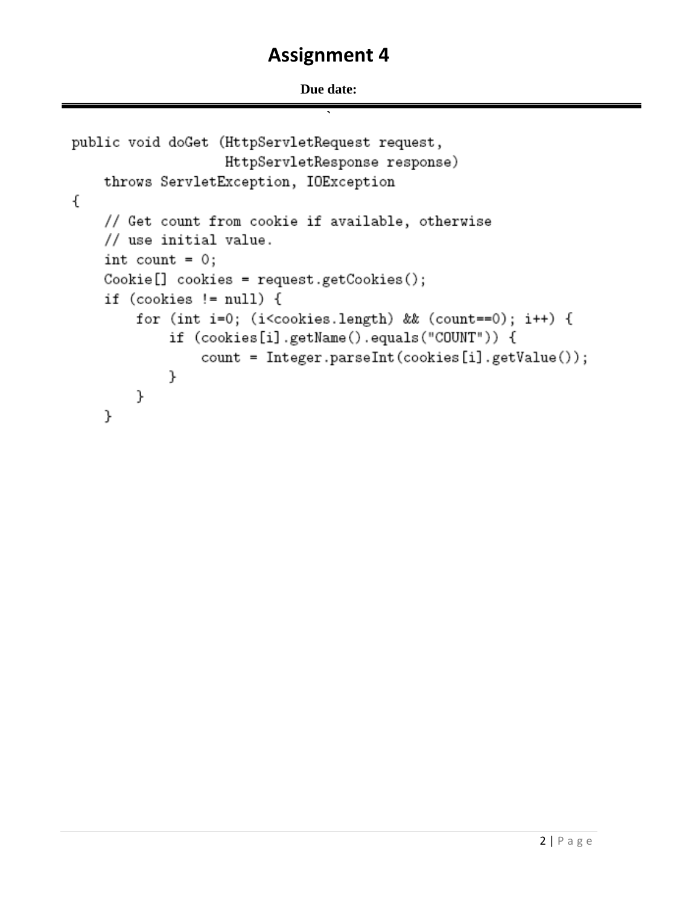# Assignment 4

**Due date:**

```
public void doGet (HttpServletRequest request,
                   HttpServletResponse response)
    throws ServletException, IOException
{
    // Get count from cookie if available, otherwise
    // use initial value.
    int count = 0;
    Cookie[] cookies = request.getCookies();
    if (cookies != null) {
        for (int i=0; (i<cookies.length) && (count==0); i++) {
            if (cookies[i].getName().equals("COUNT")) {
                count = Integer.parseInt(cookies[i].getValue());
            }
        }
    }
```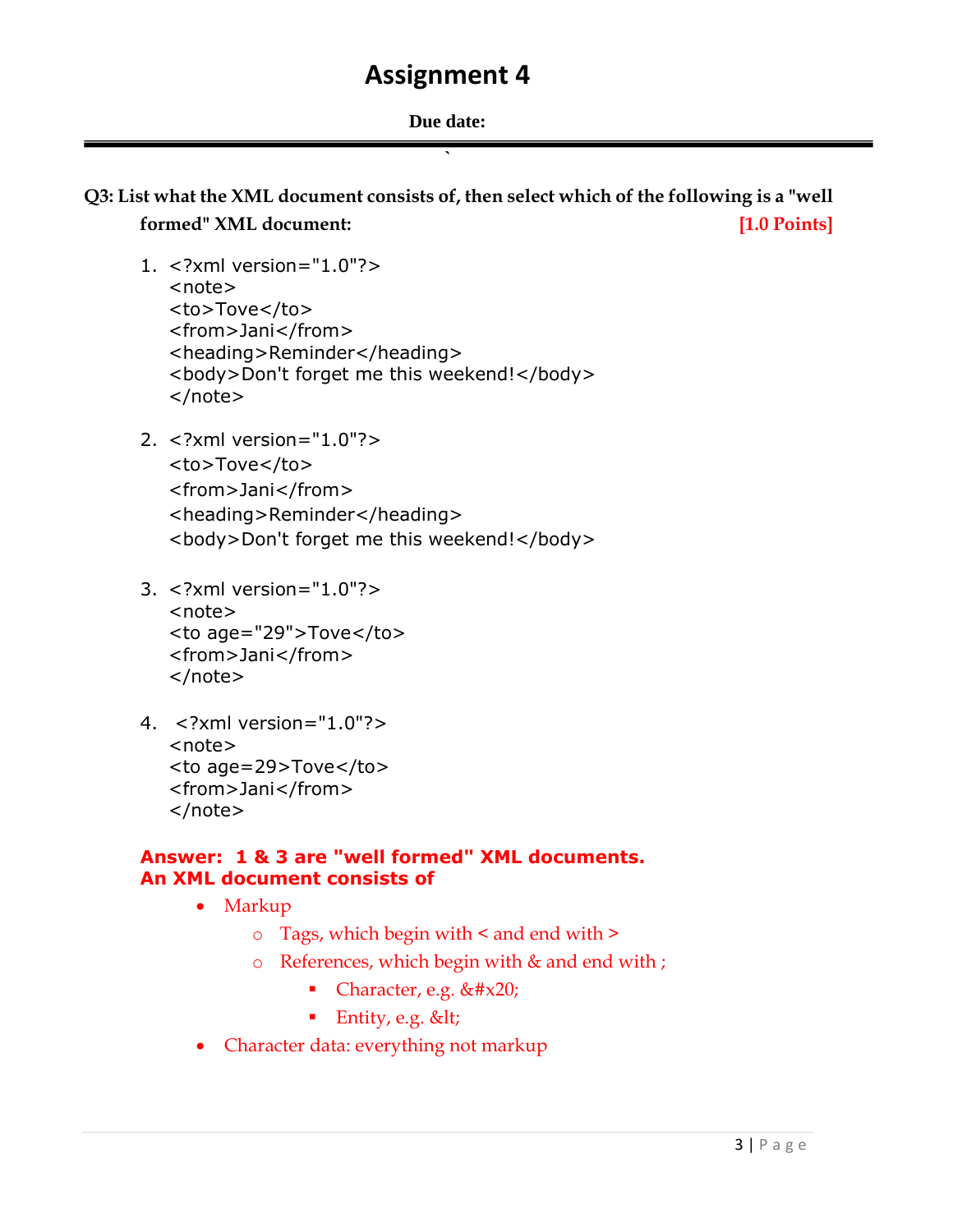# Assignment 4

**Due date:**

**Q3: List what the XML document consists of, then select which of the following is a "well formed" XML document:** **[1.0 Points]**

1. 
```
<?xml version="1.0"?>
<note>
<to>Tove</to>
<from>Jani</from>
<heading>Reminder</heading>
<body>Don't forget me this weekend!</body>
</note>
```

2. 
```
<?xml version="1.0"?>
<to>Tove</to>
<from>Jani</from>
<heading>Reminder</heading>
<body>Don't forget me this weekend!</body>
```

3. 
```
<?xml version="1.0"?>
<note>
<to age="29">Tove</to>
<from>Jani</from>
</note>
```

4. 
```
<?xml version="1.0"?>
<note>
<to age=29>Tove</to>
<from>Jani</from>
</note>
```

**Answer: 1 & 3 are "well formed" XML documents.**
**An XML document consists of**

- Markup
  - Tags, which begin with < and end with >
  - References, which begin with & and end with ;
    - Character, e.g. &#x20;
    - Entity, e.g. &lt;
- Character data: everything not markup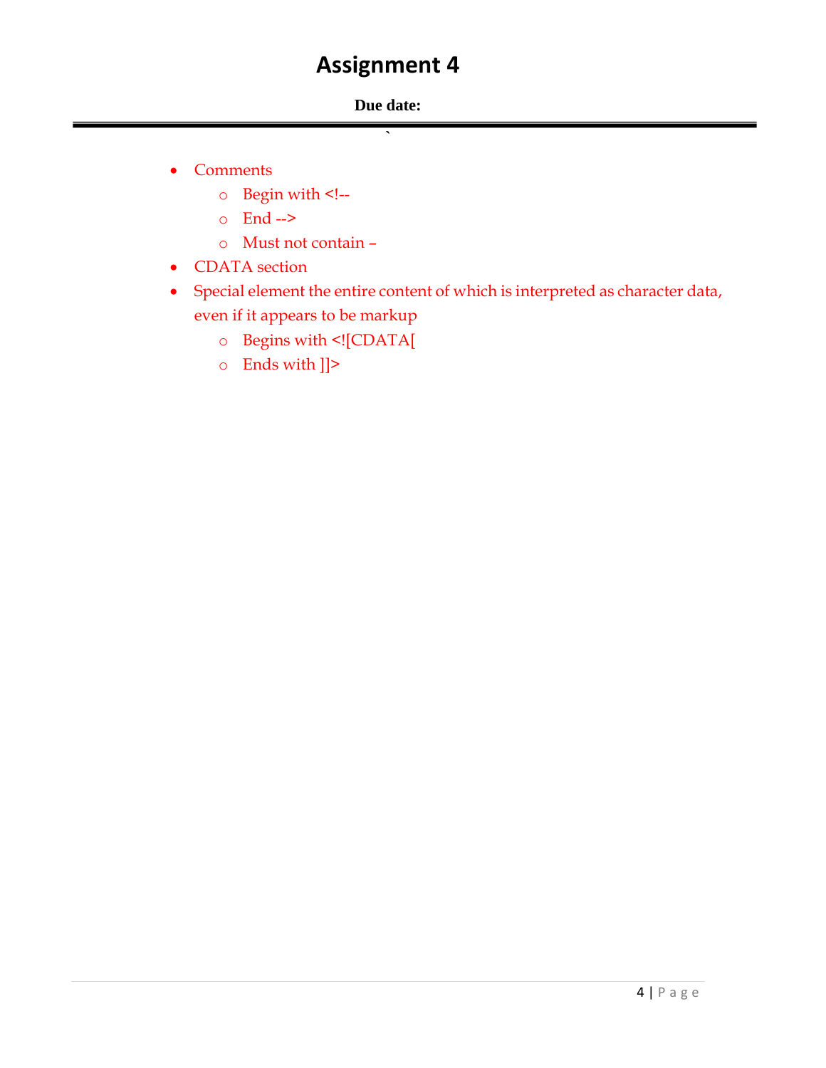# Assignment 4

**Due date:**

---

- Comments
  - Begin with <!--
  - End -->
  - Must not contain –
- CDATA section
- Special element the entire content of which is interpreted as character data, even if it appears to be markup
  - Begins with <![CDATA[
  - Ends with ]]>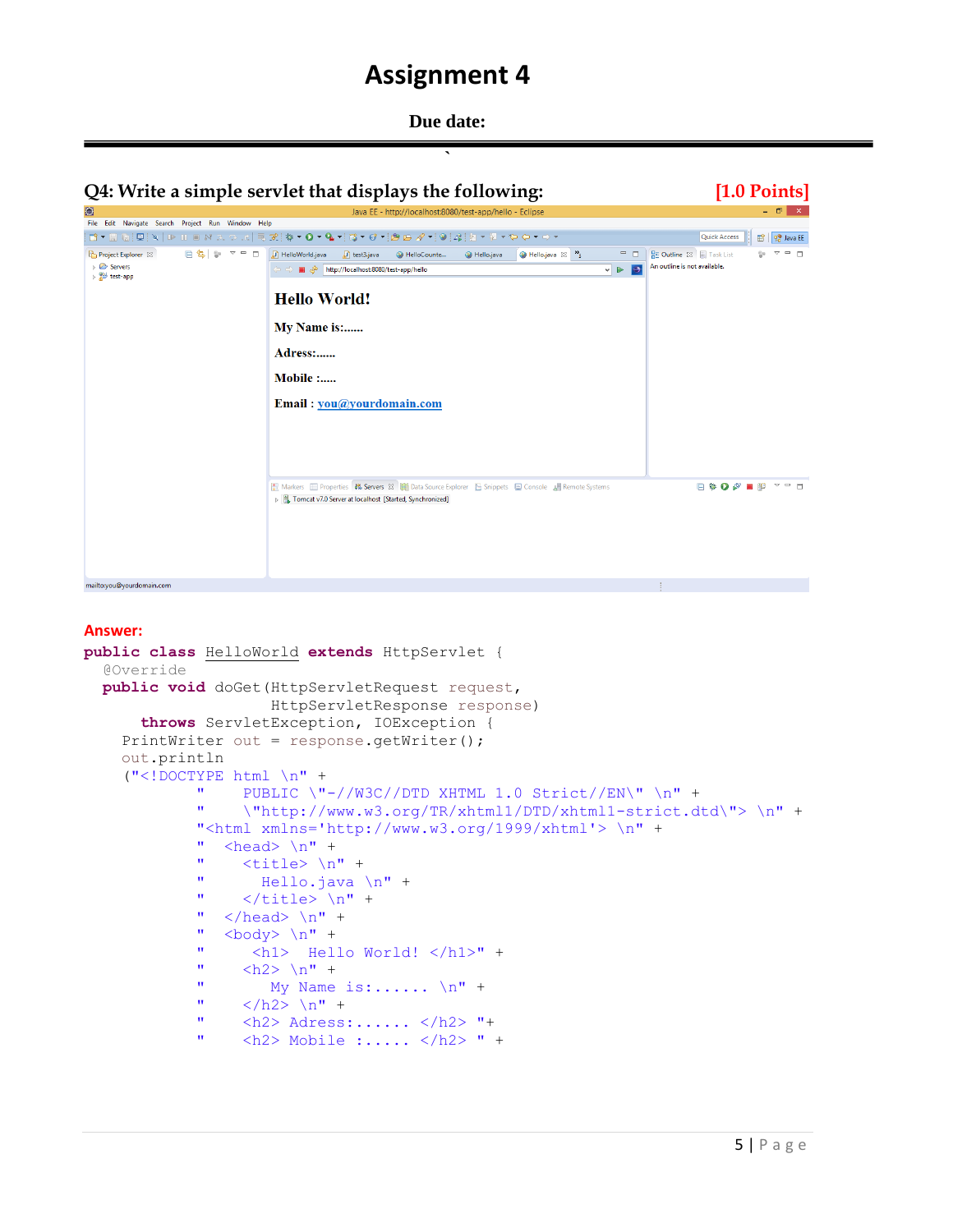# Assignment 4

**Due date:**

---

## Q4: Write a simple servlet that displays the following: [1.0 Points]

Java EE - http://localhost:8080/test-app/hello - Eclipse

http://localhost:8080/test-app/hello

**Hello World!**

**My Name is:......**

**Adress:......**

**Mobile :.....**

**Email : you@yourdomain.com**

Tomcat v7.0 Server at localhost [Started, Synchronized]

mailto:you@yourdomain.com

**Answer:**

```java
public class HelloWorld extends HttpServlet {
  @Override
  public void doGet(HttpServletRequest request,
                    HttpServletResponse response)
      throws ServletException, IOException {
    PrintWriter out = response.getWriter();
    out.println
    ("<!DOCTYPE html \n" +
          "    PUBLIC \"-//W3C//DTD XHTML 1.0 Strict//EN\" \n" +
          "    \"http://www.w3.org/TR/xhtml1/DTD/xhtml1-strict.dtd\"> \n" +
          "<html xmlns='http://www.w3.org/1999/xhtml'> \n" +
          "  <head> \n" +
          "    <title> \n" +
          "      Hello.java \n" +
          "    </title> \n" +
          "  </head> \n" +
          "  <body> \n" +
          "     <h1>  Hello World! </h1>" +
          "    <h2> \n" +
          "      My Name is:...... \n" +
          "    </h2> \n" +
          "    <h2> Adress:...... </h2> "+
          "    <h2> Mobile :..... </h2> " +
```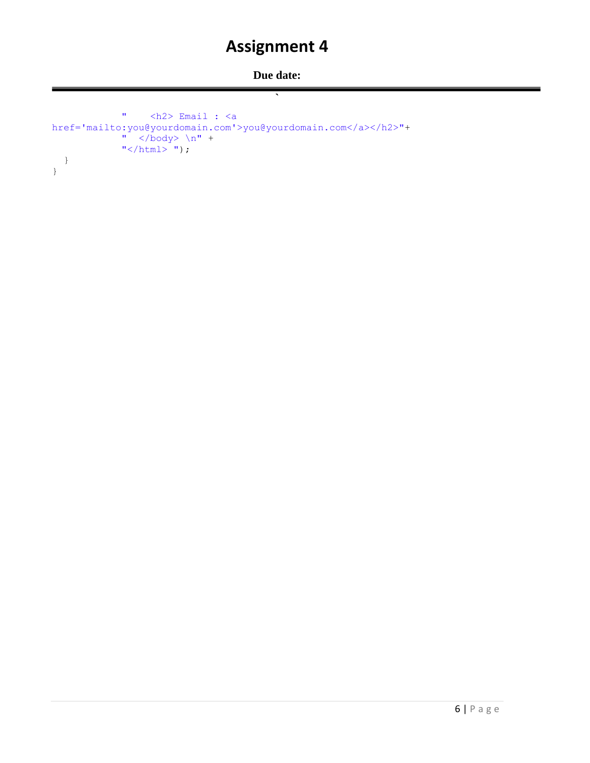# Assignment 4

**Due date:**

```
            "    <h2> Email : <a 
href='mailto:you@yourdomain.com'>you@yourdomain.com</a></h2>"+
            "   </body> \n" +
            "</html> ");
  }
}
```